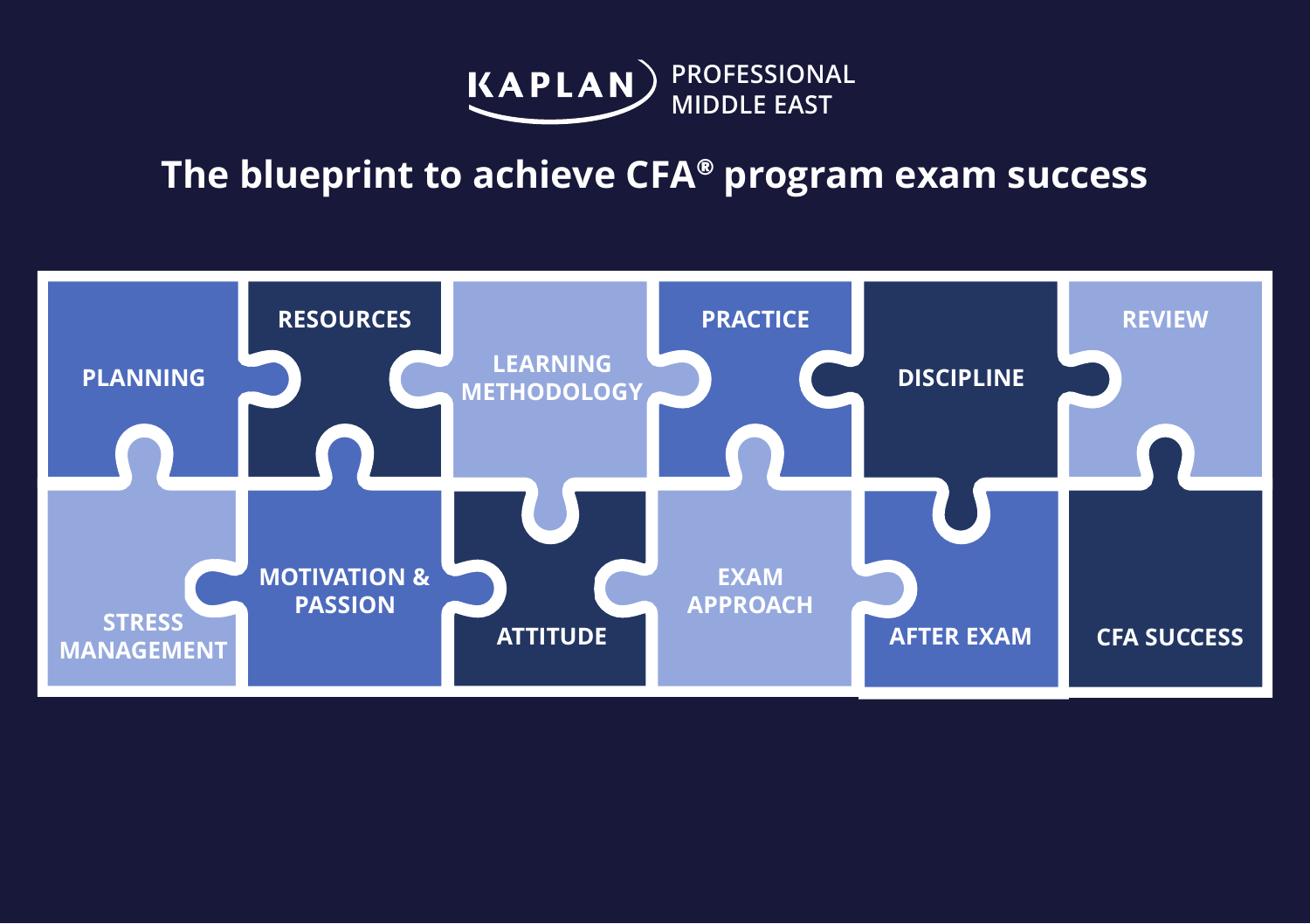KAPLAN PROFESSIONAL MIDDLE EAST

# The blueprint to achieve CFA® program exam success

- PLANNING
- RESOURCES
- LEARNING METHODOLOGY
- PRACTICE
- DISCIPLINE
- REVIEW
- STRESS MANAGEMENT
- MOTIVATION & PASSION
- ATTITUDE
- EXAM APPROACH
- AFTER EXAM
- CFA SUCCESS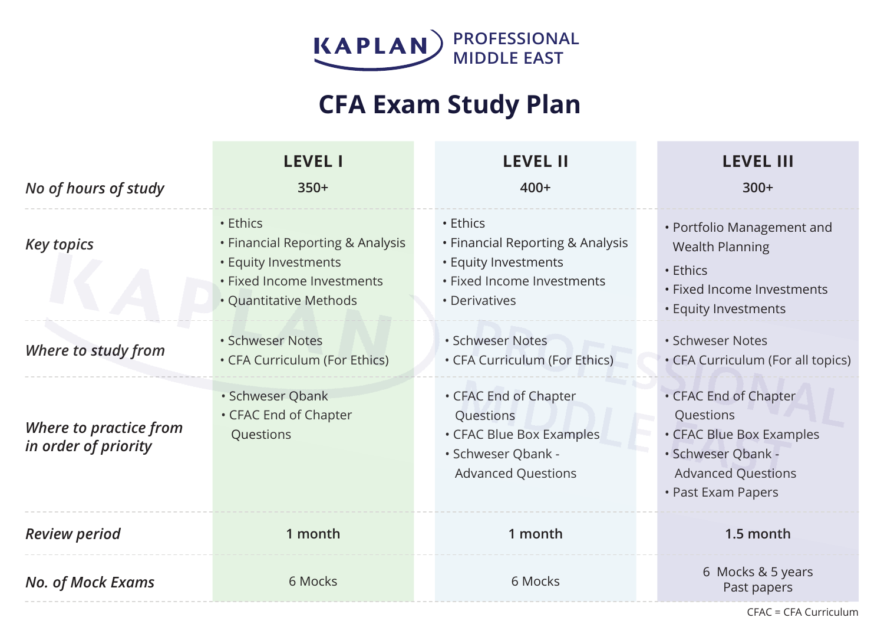KAPLAN PROFESSIONAL MIDDLE EAST

# CFA Exam Study Plan

| | LEVEL I | LEVEL II | LEVEL III |
|---|---|---|---|
| *No of hours of study* | 350+ | 400+ | 300+ |
| *Key topics* | • Ethics<br>• Financial Reporting & Analysis<br>• Equity Investments<br>• Fixed Income Investments<br>• Quantitative Methods | • Ethics<br>• Financial Reporting & Analysis<br>• Equity Investments<br>• Fixed Income Investments<br>• Derivatives | • Portfolio Management and Wealth Planning<br>• Ethics<br>• Fixed Income Investments<br>• Equity Investments |
| *Where to study from* | • Schweser Notes<br>• CFA Curriculum (For Ethics) | • Schweser Notes<br>• CFA Curriculum (For Ethics) | • Schweser Notes<br>• CFA Curriculum (For all topics) |
| *Where to practice from in order of priority* | • Schweser Qbank<br>• CFAC End of Chapter Questions | • CFAC End of Chapter Questions<br>• CFAC Blue Box Examples<br>• Schweser Qbank - Advanced Questions | • CFAC End of Chapter Questions<br>• CFAC Blue Box Examples<br>• Schweser Qbank - Advanced Questions<br>• Past Exam Papers |
| *Review period* | **1 month** | **1 month** | **1.5 month** |
| *No. of Mock Exams* | 6 Mocks | 6 Mocks | 6 Mocks & 5 years Past papers |

CFAC = CFA Curriculum